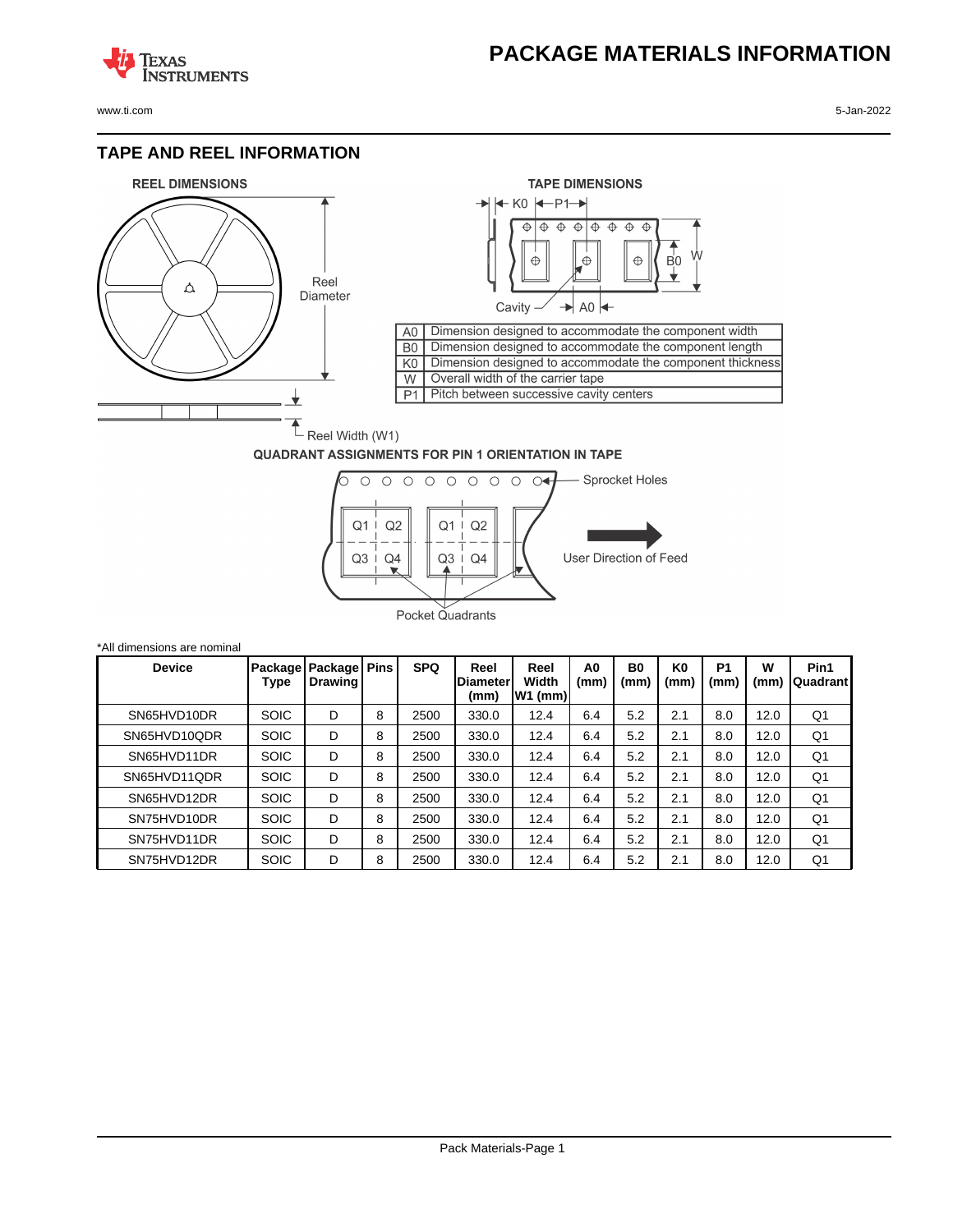# PACKAGE MATERIALS INFORMATION

## TAPE AND REEL INFORMATION

REEL DIMENSIONS

Reel Diameter

Reel Width (W1)

TAPE DIMENSIONS

| | |
|---|---|
| A0 | Dimension designed to accommodate the component width |
| B0 | Dimension designed to accommodate the component length |
| K0 | Dimension designed to accommodate the component thickness |
| W | Overall width of the carrier tape |
| P1 | Pitch between successive cavity centers |

QUADRANT ASSIGNMENTS FOR PIN 1 ORIENTATION IN TAPE

Sprocket Holes

User Direction of Feed

Pocket Quadrants

*All dimensions are nominal

| Device | Package Type | Package Drawing | Pins | SPQ | Reel Diameter (mm) | Reel Width W1 (mm) | A0 (mm) | B0 (mm) | K0 (mm) | P1 (mm) | W (mm) | Pin1 Quadrant |
|---|---|---|---|---|---|---|---|---|---|---|---|---|
| SN65HVD10DR | SOIC | D | 8 | 2500 | 330.0 | 12.4 | 6.4 | 5.2 | 2.1 | 8.0 | 12.0 | Q1 |
| SN65HVD10QDR | SOIC | D | 8 | 2500 | 330.0 | 12.4 | 6.4 | 5.2 | 2.1 | 8.0 | 12.0 | Q1 |
| SN65HVD11DR | SOIC | D | 8 | 2500 | 330.0 | 12.4 | 6.4 | 5.2 | 2.1 | 8.0 | 12.0 | Q1 |
| SN65HVD11QDR | SOIC | D | 8 | 2500 | 330.0 | 12.4 | 6.4 | 5.2 | 2.1 | 8.0 | 12.0 | Q1 |
| SN65HVD12DR | SOIC | D | 8 | 2500 | 330.0 | 12.4 | 6.4 | 5.2 | 2.1 | 8.0 | 12.0 | Q1 |
| SN75HVD10DR | SOIC | D | 8 | 2500 | 330.0 | 12.4 | 6.4 | 5.2 | 2.1 | 8.0 | 12.0 | Q1 |
| SN75HVD11DR | SOIC | D | 8 | 2500 | 330.0 | 12.4 | 6.4 | 5.2 | 2.1 | 8.0 | 12.0 | Q1 |
| SN75HVD12DR | SOIC | D | 8 | 2500 | 330.0 | 12.4 | 6.4 | 5.2 | 2.1 | 8.0 | 12.0 | Q1 |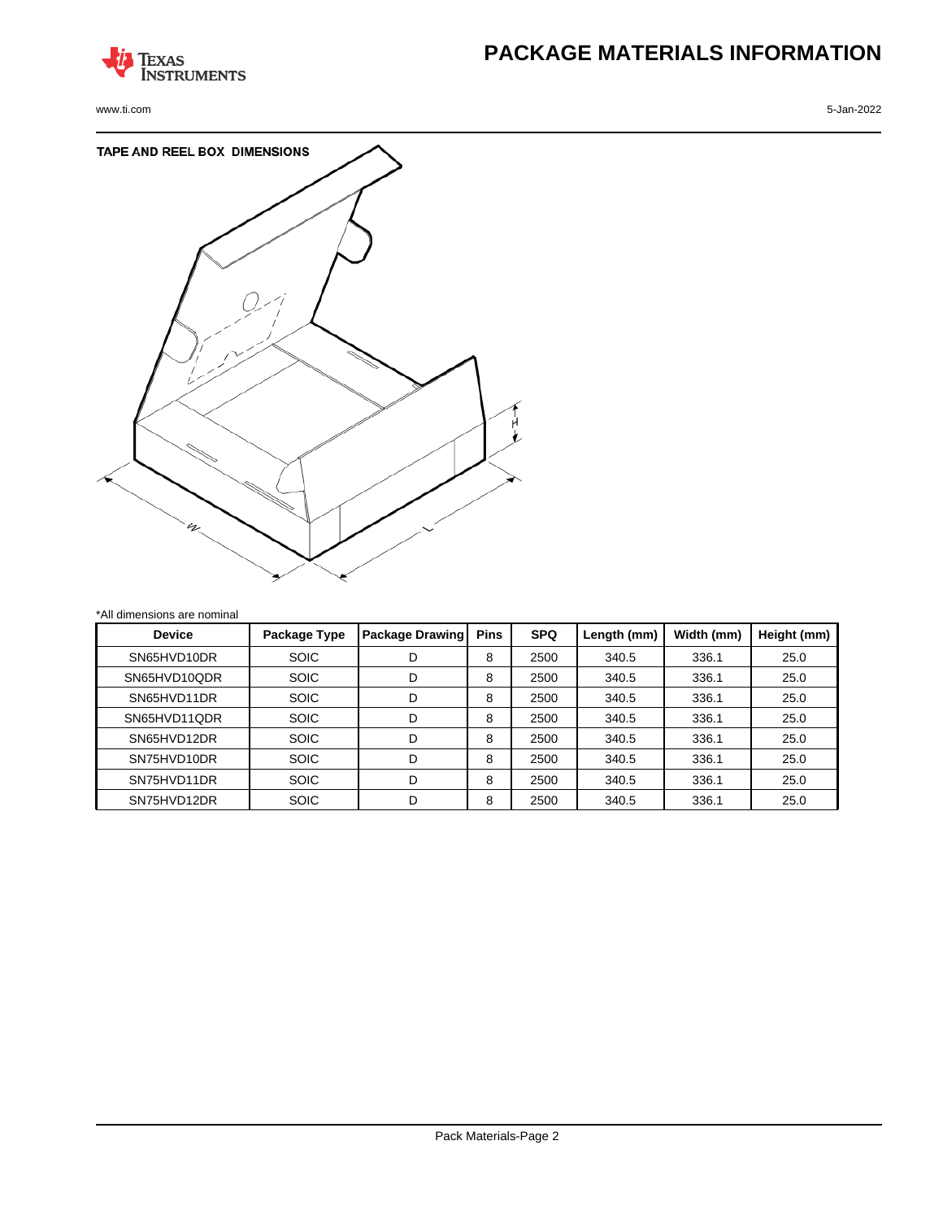# PACKAGE MATERIALS INFORMATION

## TAPE AND REEL BOX DIMENSIONS

*All dimensions are nominal

| Device | Package Type | Package Drawing | Pins | SPQ | Length (mm) | Width (mm) | Height (mm) |
|---|---|---|---|---|---|---|---|
| SN65HVD10DR | SOIC | D | 8 | 2500 | 340.5 | 336.1 | 25.0 |
| SN65HVD10QDR | SOIC | D | 8 | 2500 | 340.5 | 336.1 | 25.0 |
| SN65HVD11DR | SOIC | D | 8 | 2500 | 340.5 | 336.1 | 25.0 |
| SN65HVD11QDR | SOIC | D | 8 | 2500 | 340.5 | 336.1 | 25.0 |
| SN65HVD12DR | SOIC | D | 8 | 2500 | 340.5 | 336.1 | 25.0 |
| SN75HVD10DR | SOIC | D | 8 | 2500 | 340.5 | 336.1 | 25.0 |
| SN75HVD11DR | SOIC | D | 8 | 2500 | 340.5 | 336.1 | 25.0 |
| SN75HVD12DR | SOIC | D | 8 | 2500 | 340.5 | 336.1 | 25.0 |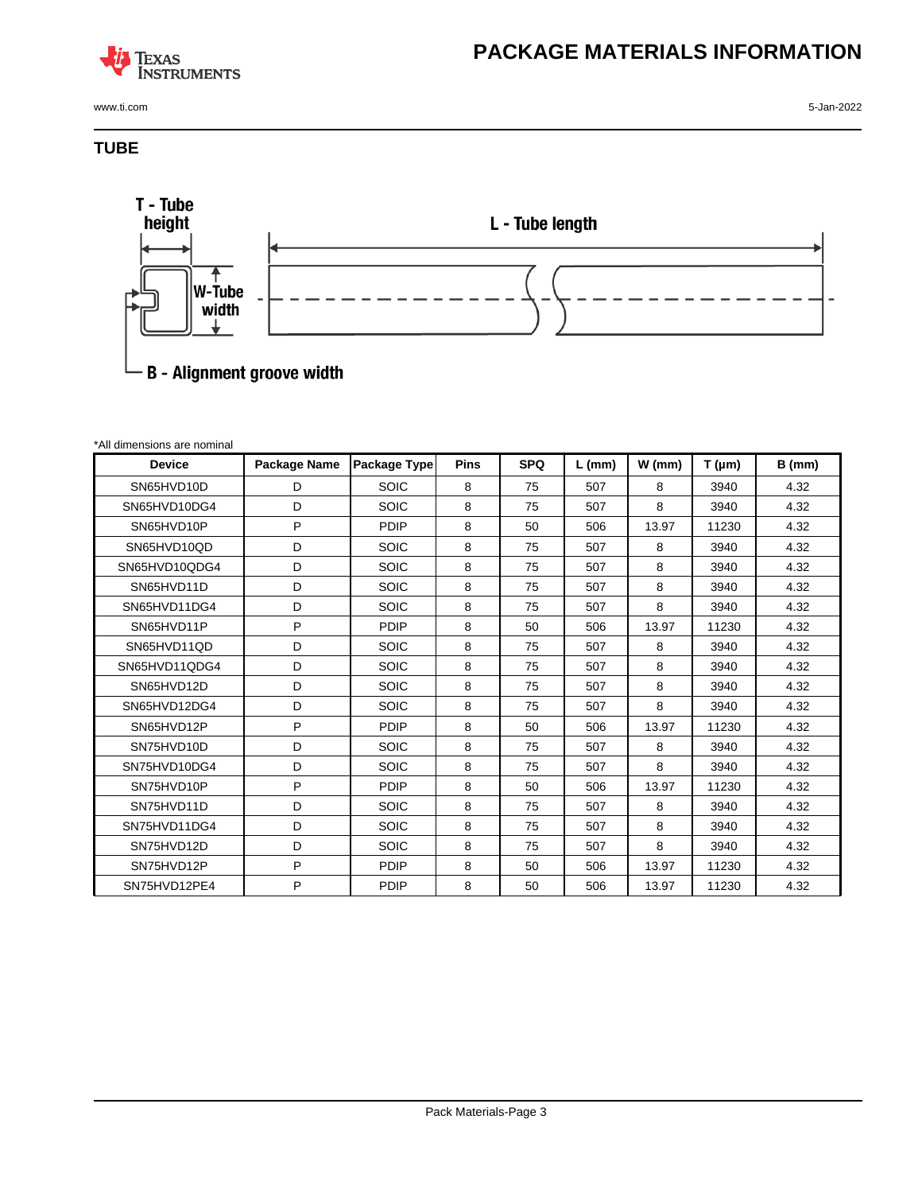## TUBE

T - Tube height

L - Tube length

W-Tube width

B - Alignment groove width

*All dimensions are nominal

| Device | Package Name | Package Type | Pins | SPQ | L (mm) | W (mm) | T (µm) | B (mm) |
|---|---|---|---|---|---|---|---|---|
| SN65HVD10D | D | SOIC | 8 | 75 | 507 | 8 | 3940 | 4.32 |
| SN65HVD10DG4 | D | SOIC | 8 | 75 | 507 | 8 | 3940 | 4.32 |
| SN65HVD10P | P | PDIP | 8 | 50 | 506 | 13.97 | 11230 | 4.32 |
| SN65HVD10QD | D | SOIC | 8 | 75 | 507 | 8 | 3940 | 4.32 |
| SN65HVD10QDG4 | D | SOIC | 8 | 75 | 507 | 8 | 3940 | 4.32 |
| SN65HVD11D | D | SOIC | 8 | 75 | 507 | 8 | 3940 | 4.32 |
| SN65HVD11DG4 | D | SOIC | 8 | 75 | 507 | 8 | 3940 | 4.32 |
| SN65HVD11P | P | PDIP | 8 | 50 | 506 | 13.97 | 11230 | 4.32 |
| SN65HVD11QD | D | SOIC | 8 | 75 | 507 | 8 | 3940 | 4.32 |
| SN65HVD11QDG4 | D | SOIC | 8 | 75 | 507 | 8 | 3940 | 4.32 |
| SN65HVD12D | D | SOIC | 8 | 75 | 507 | 8 | 3940 | 4.32 |
| SN65HVD12DG4 | D | SOIC | 8 | 75 | 507 | 8 | 3940 | 4.32 |
| SN65HVD12P | P | PDIP | 8 | 50 | 506 | 13.97 | 11230 | 4.32 |
| SN75HVD10D | D | SOIC | 8 | 75 | 507 | 8 | 3940 | 4.32 |
| SN75HVD10DG4 | D | SOIC | 8 | 75 | 507 | 8 | 3940 | 4.32 |
| SN75HVD10P | P | PDIP | 8 | 50 | 506 | 13.97 | 11230 | 4.32 |
| SN75HVD11D | D | SOIC | 8 | 75 | 507 | 8 | 3940 | 4.32 |
| SN75HVD11DG4 | D | SOIC | 8 | 75 | 507 | 8 | 3940 | 4.32 |
| SN75HVD12D | D | SOIC | 8 | 75 | 507 | 8 | 3940 | 4.32 |
| SN75HVD12P | P | PDIP | 8 | 50 | 506 | 13.97 | 11230 | 4.32 |
| SN75HVD12PE4 | P | PDIP | 8 | 50 | 506 | 13.97 | 11230 | 4.32 |